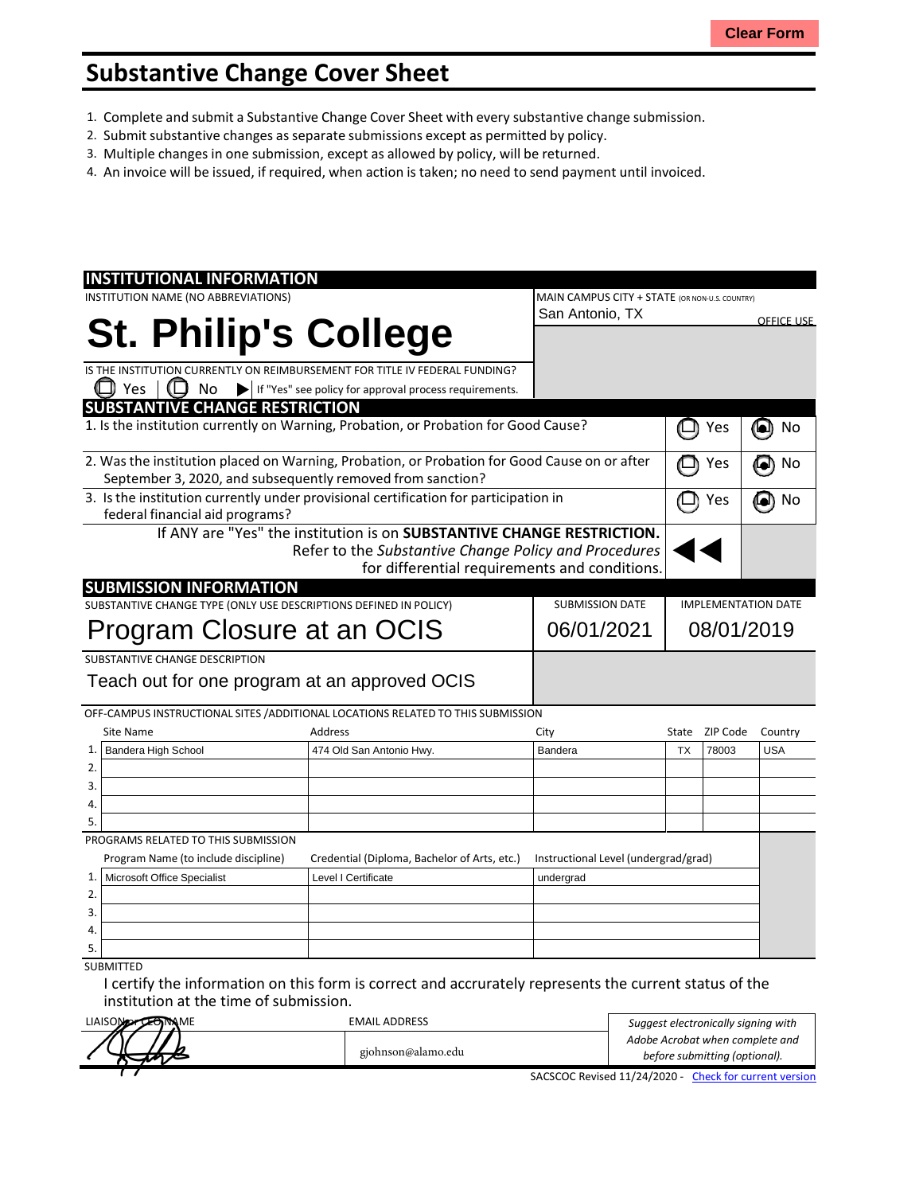Clear Form

# Substantive Change Cover Sheet

1. Complete and submit a Substantive Change Cover Sheet with every substantive change submission.
2. Submit substantive changes as separate submissions except as permitted by policy.
3. Multiple changes in one submission, except as allowed by policy, will be returned.
4. An invoice will be issued, if required, when action is taken; no need to send payment until invoiced.

## INSTITUTIONAL INFORMATION

INSTITUTION NAME (NO ABBREVIATIONS)

**St. Philip's College**

MAIN CAMPUS CITY + STATE (OR NON-U.S. COUNTRY)

San Antonio, TX

OFFICE USE

IS THE INSTITUTION CURRENTLY ON REIMBURSEMENT FOR TITLE IV FEDERAL FUNDING?

☐ Yes | ☐ No ▶ If "Yes" see policy for approval process requirements.

## SUBSTANTIVE CHANGE RESTRICTION

| Question | Yes | No |
|---|---|---|
| 1. Is the institution currently on Warning, Probation, or Probation for Good Cause? | ☐ | ● |
| 2. Was the institution placed on Warning, Probation, or Probation for Good Cause on or after September 3, 2020, and subsequently removed from sanction? | ☐ | ● |
| 3. Is the institution currently under provisional certification for participation in federal financial aid programs? | ☐ | ● |

If ANY are "Yes" the institution is on **SUBSTANTIVE CHANGE RESTRICTION.** Refer to the *Substantive Change Policy and Procedures* for differential requirements and conditions. ◀◀

## SUBMISSION INFORMATION

| SUBSTANTIVE CHANGE TYPE (ONLY USE DESCRIPTIONS DEFINED IN POLICY) | SUBMISSION DATE | IMPLEMENTATION DATE |
|---|---|---|
| Program Closure at an OCIS | 06/01/2021 | 08/01/2019 |

SUBSTANTIVE CHANGE DESCRIPTION

Teach out for one program at an approved OCIS

OFF-CAMPUS INSTRUCTIONAL SITES /ADDITIONAL LOCATIONS RELATED TO THIS SUBMISSION

| | Site Name | Address | City | State | ZIP Code | Country |
|---|---|---|---|---|---|---|
| 1. | Bandera High School | 474 Old San Antonio Hwy. | Bandera | TX | 78003 | USA |
| 2. | | | | | | |
| 3. | | | | | | |
| 4. | | | | | | |
| 5. | | | | | | |

PROGRAMS RELATED TO THIS SUBMISSION

| | Program Name (to include discipline) | Credential (Diploma, Bachelor of Arts, etc.) | Instructional Level (undergrad/grad) |
|---|---|---|---|
| 1. | Microsoft Office Specialist | Level I Certificate | undergrad |
| 2. | | | |
| 3. | | | |
| 4. | | | |
| 5. | | | |

SUBMITTED

I certify the information on this form is correct and accrurately represents the current status of the institution at the time of submission.

| LIAISON or CEO NAME | EMAIL ADDRESS | |
|---|---|---|
| [signature] | gjohnson@alamo.edu | *Suggest electronically signing with Adobe Acrobat when complete and before submitting (optional).* |

SACSCOC Revised 11/24/2020 - Check for current version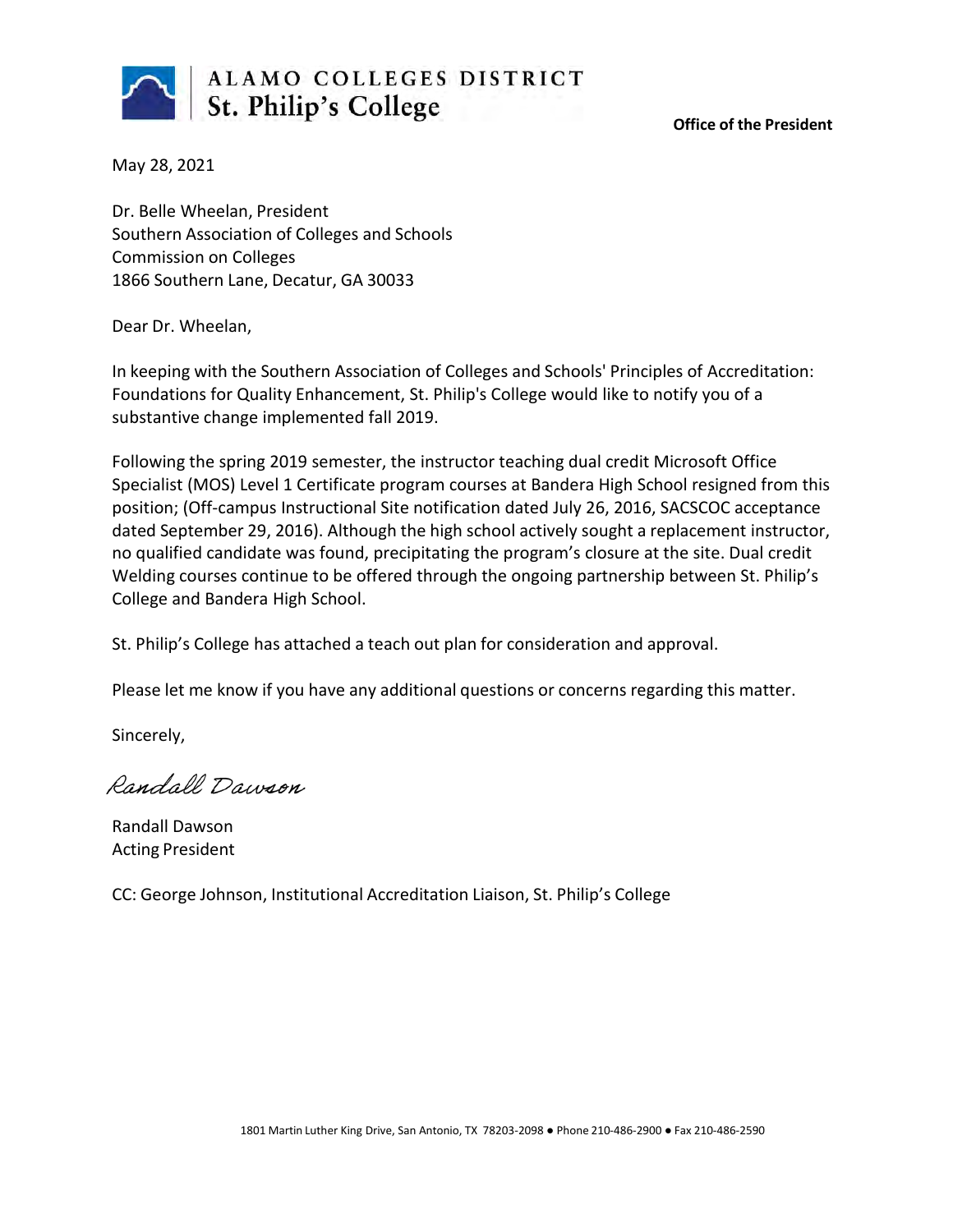ALAMO COLLEGES DISTRICT
St. Philip's College

**Office of the President**

May 28, 2021

Dr. Belle Wheelan, President
Southern Association of Colleges and Schools
Commission on Colleges
1866 Southern Lane, Decatur, GA 30033

Dear Dr. Wheelan,

In keeping with the Southern Association of Colleges and Schools' Principles of Accreditation: Foundations for Quality Enhancement, St. Philip's College would like to notify you of a substantive change implemented fall 2019.

Following the spring 2019 semester, the instructor teaching dual credit Microsoft Office Specialist (MOS) Level 1 Certificate program courses at Bandera High School resigned from this position; (Off-campus Instructional Site notification dated July 26, 2016, SACSCOC acceptance dated September 29, 2016). Although the high school actively sought a replacement instructor, no qualified candidate was found, precipitating the program's closure at the site. Dual credit Welding courses continue to be offered through the ongoing partnership between St. Philip's College and Bandera High School.

St. Philip's College has attached a teach out plan for consideration and approval.

Please let me know if you have any additional questions or concerns regarding this matter.

Sincerely,

*Randall Dawson*

Randall Dawson
Acting President

CC: George Johnson, Institutional Accreditation Liaison, St. Philip's College

1801 Martin Luther King Drive, San Antonio, TX 78203-2098 ● Phone 210-486-2900 ● Fax 210-486-2590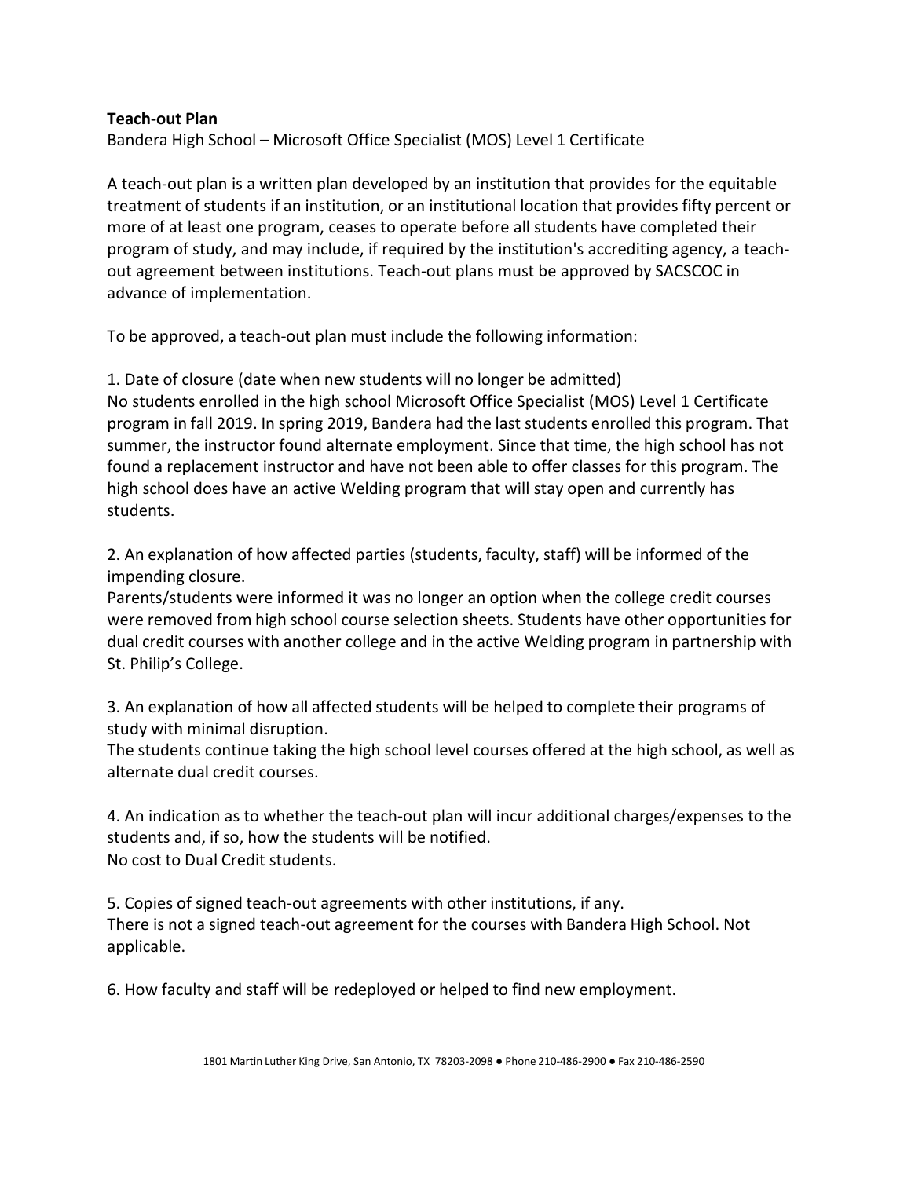**Teach-out Plan**

Bandera High School – Microsoft Office Specialist (MOS) Level 1 Certificate

A teach-out plan is a written plan developed by an institution that provides for the equitable treatment of students if an institution, or an institutional location that provides fifty percent or more of at least one program, ceases to operate before all students have completed their program of study, and may include, if required by the institution's accrediting agency, a teach-out agreement between institutions. Teach-out plans must be approved by SACSCOC in advance of implementation.

To be approved, a teach-out plan must include the following information:

1. Date of closure (date when new students will no longer be admitted)

No students enrolled in the high school Microsoft Office Specialist (MOS) Level 1 Certificate program in fall 2019. In spring 2019, Bandera had the last students enrolled this program. That summer, the instructor found alternate employment. Since that time, the high school has not found a replacement instructor and have not been able to offer classes for this program. The high school does have an active Welding program that will stay open and currently has students.

2. An explanation of how affected parties (students, faculty, staff) will be informed of the impending closure.

Parents/students were informed it was no longer an option when the college credit courses were removed from high school course selection sheets. Students have other opportunities for dual credit courses with another college and in the active Welding program in partnership with St. Philip's College.

3. An explanation of how all affected students will be helped to complete their programs of study with minimal disruption.

The students continue taking the high school level courses offered at the high school, as well as alternate dual credit courses.

4. An indication as to whether the teach-out plan will incur additional charges/expenses to the students and, if so, how the students will be notified.

No cost to Dual Credit students.

5. Copies of signed teach-out agreements with other institutions, if any.

There is not a signed teach-out agreement for the courses with Bandera High School. Not applicable.

6. How faculty and staff will be redeployed or helped to find new employment.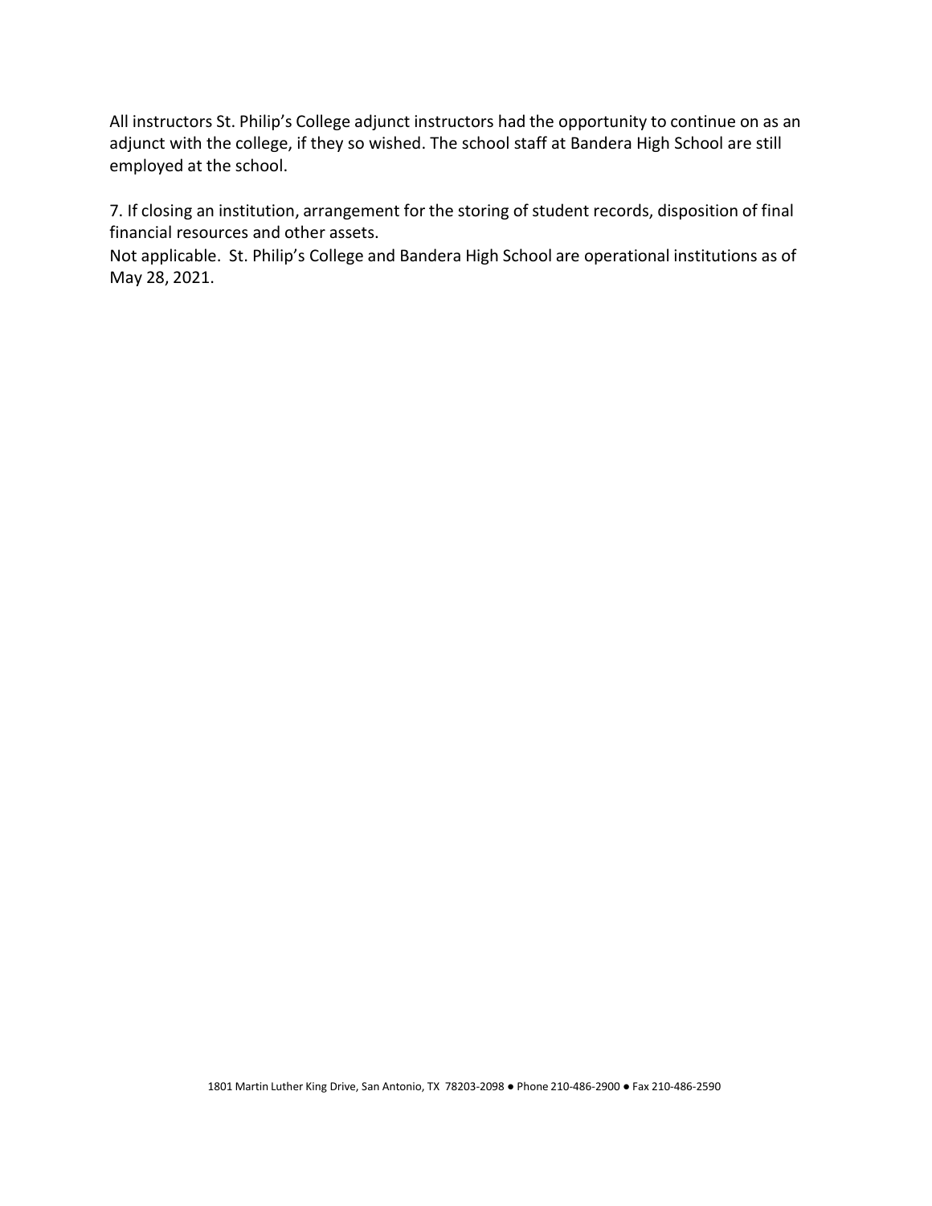All instructors St. Philip's College adjunct instructors had the opportunity to continue on as an adjunct with the college, if they so wished. The school staff at Bandera High School are still employed at the school.

7. If closing an institution, arrangement for the storing of student records, disposition of final financial resources and other assets.
Not applicable. St. Philip's College and Bandera High School are operational institutions as of May 28, 2021.